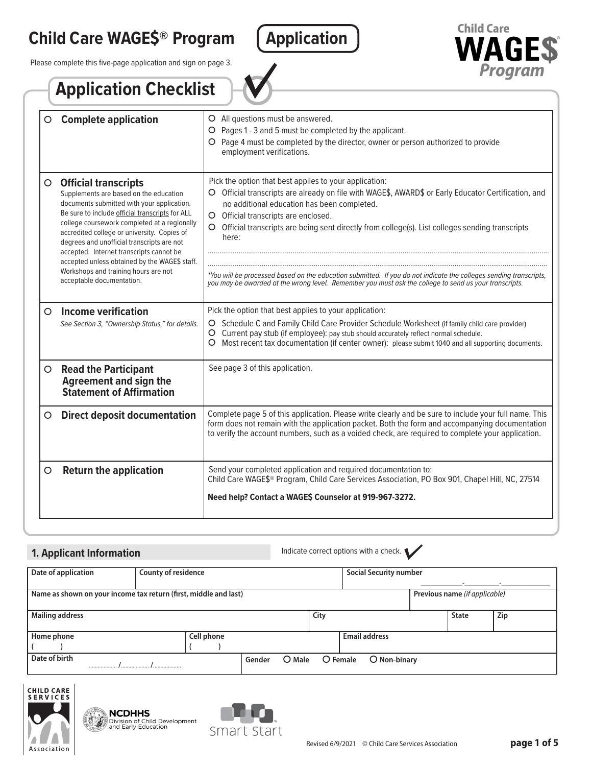# Child Care WAGE$® Program

**Application**

Please complete this five-page application and sign on page 3.

## Application Checklist

| | |
|---|---|
| ○ **Complete application** | ○ All questions must be answered.<br>○ Pages 1 - 3 and 5 must be completed by the applicant.<br>○ Page 4 must be completed by the director, owner or person authorized to provide employment verifications. |
| ○ **Official transcripts**<br>Supplements are based on the education documents submitted with your application. Be sure to include official transcripts for ALL college coursework completed at a regionally accredited college or university. Copies of degrees and unofficial transcripts are not accepted. Internet transcripts cannot be accepted unless obtained by the WAGE$ staff. Workshops and training hours are not acceptable documentation. | Pick the option that best applies to your application:<br>○ Official transcripts are already on file with WAGE$, AWARD$ or Early Educator Certification, and no additional education has been completed.<br>○ Official transcripts are enclosed.<br>○ Official transcripts are being sent directly from college(s). List colleges sending transcripts here:<br>.......................................................<br>.......................................................<br>*\*You will be processed based on the education submitted. If you do not indicate the colleges sending transcripts, you may be awarded at the wrong level. Remember you must ask the college to send us your transcripts.* |
| ○ **Income verification**<br>*See Section 3, "Ownership Status," for details.* | Pick the option that best applies to your application:<br>○ Schedule C and Family Child Care Provider Schedule Worksheet (if family child care provider)<br>○ Current pay stub (if employee): pay stub should accurately reflect normal schedule.<br>○ Most recent tax documentation (if center owner): please submit 1040 and all supporting documents. |
| ○ **Read the Participant Agreement and sign the Statement of Affirmation** | See page 3 of this application. |
| ○ **Direct deposit documentation** | Complete page 5 of this application. Please write clearly and be sure to include your full name. This form does not remain with the application packet. Both the form and accompanying documentation to verify the account numbers, such as a voided check, are required to complete your application. |
| ○ **Return the application** | Send your completed application and required documentation to:<br>Child Care WAGE$® Program, Child Care Services Association, PO Box 901, Chapel Hill, NC, 27514<br>**Need help? Contact a WAGE$ Counselor at 919-967-3272.** |

## 1. Applicant Information

Indicate correct options with a check. ✓

| | | | | | |
|---|---|---|---|---|---|
| **Date of application** | **County of residence** | | **Social Security number**<br>\_\_\_\_-\_\_\_\_-\_\_\_\_ | | |
| **Name as shown on your income tax return (first, middle and last)** | | | **Previous name** *(if applicable)* | | |
| **Mailing address** | | **City** | | **State** | **Zip** |
| **Home phone**<br>( ) | **Cell phone**<br>( ) | | **Email address** | | |
| **Date of birth**<br>........ /........ /........ | | **Gender** ○ **Male** ○ **Female** ○ **Non-binary** | | | |

CHILD CARE SERVICES Association | NCDHHS Division of Child Development and Early Education | Smart Start

Revised 6/9/2021 © Child Care Services Association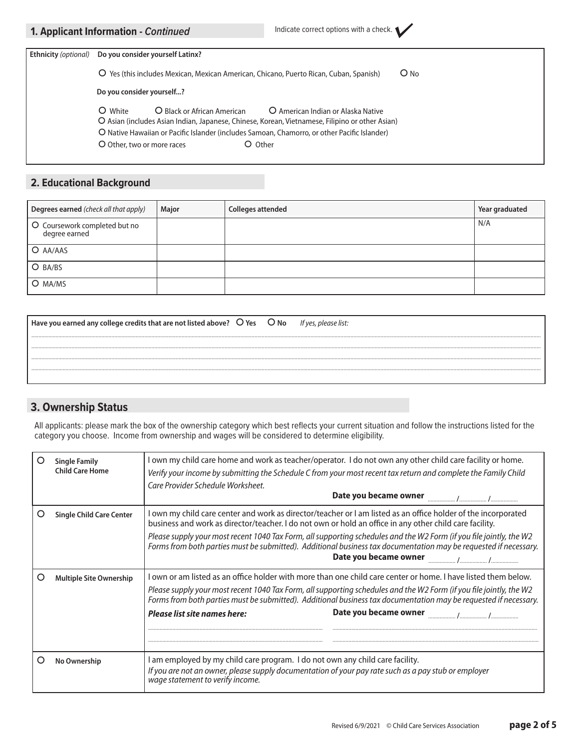## 1. Applicant Information - *Continued*

Indicate correct options with a check. ✔

**Ethnicity** *(optional)*

**Do you consider yourself Latinx?**

O Yes (this includes Mexican, Mexican American, Chicano, Puerto Rican, Cuban, Spanish) O No

**Do you consider yourself...?**

O White O Black or African American O American Indian or Alaska Native
O Asian (includes Asian Indian, Japanese, Chinese, Korean, Vietnamese, Filipino or other Asian)
O Native Hawaiian or Pacific Islander (includes Samoan, Chamorro, or other Pacific Islander)
O Other, two or more races O Other

## 2. Educational Background

| Degrees earned *(check all that apply)* | Major | Colleges attended | Year graduated |
|---|---|---|---|
| O Coursework completed but no degree earned | | | N/A |
| O AA/AAS | | | |
| O BA/BS | | | |
| O MA/MS | | | |

**Have you earned any college credits that are not listed above?** O **Yes** O **No** *If yes, please list:*

........................................................................................................

........................................................................................................

........................................................................................................

## 3. Ownership Status

All applicants: please mark the box of the ownership category which best reflects your current situation and follow the instructions listed for the category you choose. Income from ownership and wages will be considered to determine eligibility.

| | Category | Description |
|---|---|---|
| O | **Single Family Child Care Home** | I own my child care home and work as teacher/operator. I do not own any other child care facility or home. *Verify your income by submitting the Schedule C from your most recent tax return and complete the Family Child Care Provider Schedule Worksheet.* **Date you became owner** ........../........../.......... |
| O | **Single Child Care Center** | I own my child care center and work as director/teacher or I am listed as an office holder of the incorporated business and work as director/teacher. I do not own or hold an office in any other child care facility. *Please supply your most recent 1040 Tax Form, all supporting schedules and the W2 Form (if you file jointly, the W2 Forms from both parties must be submitted). Additional business tax documentation may be requested if necessary.* **Date you became owner** ........../........../.......... |
| O | **Multiple Site Ownership** | I own or am listed as an office holder with more than one child care center or home. I have listed them below. *Please supply your most recent 1040 Tax Form, all supporting schedules and the W2 Form (if you file jointly, the W2 Forms from both parties must be submitted). Additional business tax documentation may be requested if necessary.* ***Please list site names here:*** ................................ **Date you became owner** ........../........../.......... |
| O | **No Ownership** | I am employed by my child care program. I do not own any child care facility. *If you are not an owner, please supply documentation of your pay rate such as a pay stub or employer wage statement to verify income.* |

Revised 6/9/2021 © Child Care Services Association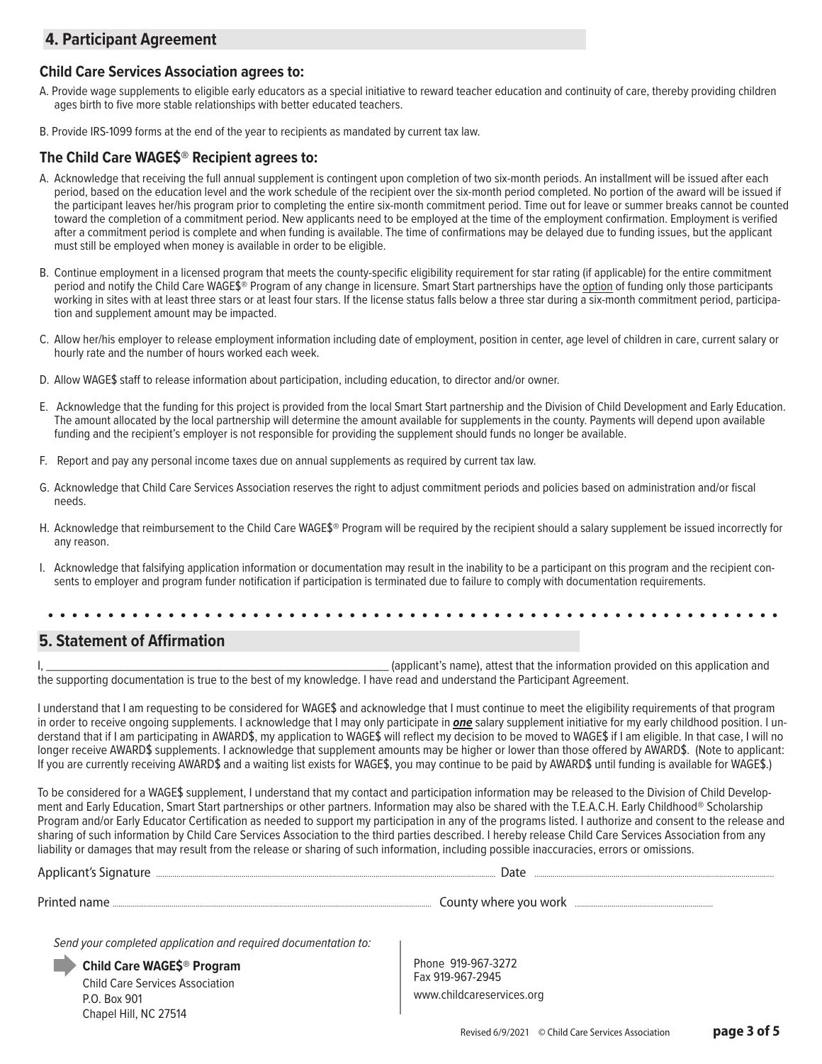## 4. Participant Agreement

### Child Care Services Association agrees to:

A. Provide wage supplements to eligible early educators as a special initiative to reward teacher education and continuity of care, thereby providing children ages birth to five more stable relationships with better educated teachers.

B. Provide IRS-1099 forms at the end of the year to recipients as mandated by current tax law.

### The Child Care WAGE$® Recipient agrees to:

A. Acknowledge that receiving the full annual supplement is contingent upon completion of two six-month periods. An installment will be issued after each period, based on the education level and the work schedule of the recipient over the six-month period completed. No portion of the award will be issued if the participant leaves her/his program prior to completing the entire six-month commitment period. Time out for leave or summer breaks cannot be counted toward the completion of a commitment period. New applicants need to be employed at the time of the employment confirmation. Employment is verified after a commitment period is complete and when funding is available. The time of confirmations may be delayed due to funding issues, but the applicant must still be employed when money is available in order to be eligible.

B. Continue employment in a licensed program that meets the county-specific eligibility requirement for star rating (if applicable) for the entire commitment period and notify the Child Care WAGE$® Program of any change in licensure. Smart Start partnerships have the option of funding only those participants working in sites with at least three stars or at least four stars. If the license status falls below a three star during a six-month commitment period, participation and supplement amount may be impacted.

C. Allow her/his employer to release employment information including date of employment, position in center, age level of children in care, current salary or hourly rate and the number of hours worked each week.

D. Allow WAGE$ staff to release information about participation, including education, to director and/or owner.

E. Acknowledge that the funding for this project is provided from the local Smart Start partnership and the Division of Child Development and Early Education. The amount allocated by the local partnership will determine the amount available for supplements in the county. Payments will depend upon available funding and the recipient's employer is not responsible for providing the supplement should funds no longer be available.

F. Report and pay any personal income taxes due on annual supplements as required by current tax law.

G. Acknowledge that Child Care Services Association reserves the right to adjust commitment periods and policies based on administration and/or fiscal needs.

H. Acknowledge that reimbursement to the Child Care WAGE$® Program will be required by the recipient should a salary supplement be issued incorrectly for any reason.

I. Acknowledge that falsifying application information or documentation may result in the inability to be a participant on this program and the recipient consents to employer and program funder notification if participation is terminated due to failure to comply with documentation requirements.

## 5. Statement of Affirmation

I, ______________________________________________ (applicant's name), attest that the information provided on this application and the supporting documentation is true to the best of my knowledge. I have read and understand the Participant Agreement.

I understand that I am requesting to be considered for WAGE$ and acknowledge that I must continue to meet the eligibility requirements of that program in order to receive ongoing supplements. I acknowledge that I may only participate in ***one*** salary supplement initiative for my early childhood position. I understand that if I am participating in AWARD$, my application to WAGE$ will reflect my decision to be moved to WAGE$ if I am eligible. In that case, I will no longer receive AWARD$ supplements. I acknowledge that supplement amounts may be higher or lower than those offered by AWARD$. (Note to applicant: If you are currently receiving AWARD$ and a waiting list exists for WAGE$, you may continue to be paid by AWARD$ until funding is available for WAGE$.)

To be considered for a WAGE$ supplement, I understand that my contact and participation information may be released to the Division of Child Development and Early Education, Smart Start partnerships or other partners. Information may also be shared with the T.E.A.C.H. Early Childhood® Scholarship Program and/or Early Educator Certification as needed to support my participation in any of the programs listed. I authorize and consent to the release and sharing of such information by Child Care Services Association to the third parties described. I hereby release Child Care Services Association from any liability or damages that may result from the release or sharing of such information, including possible inaccuracies, errors or omissions.

Applicant's Signature ______________________________ Date ______________________

Printed name ______________________________ County where you work ______________________

*Send your completed application and required documentation to:*

**Child Care WAGE$® Program**
Child Care Services Association
P.O. Box 901
Chapel Hill, NC 27514

Phone 919-967-3272
Fax 919-967-2945
www.childcareservices.org

Revised 6/9/2021 © Child Care Services Association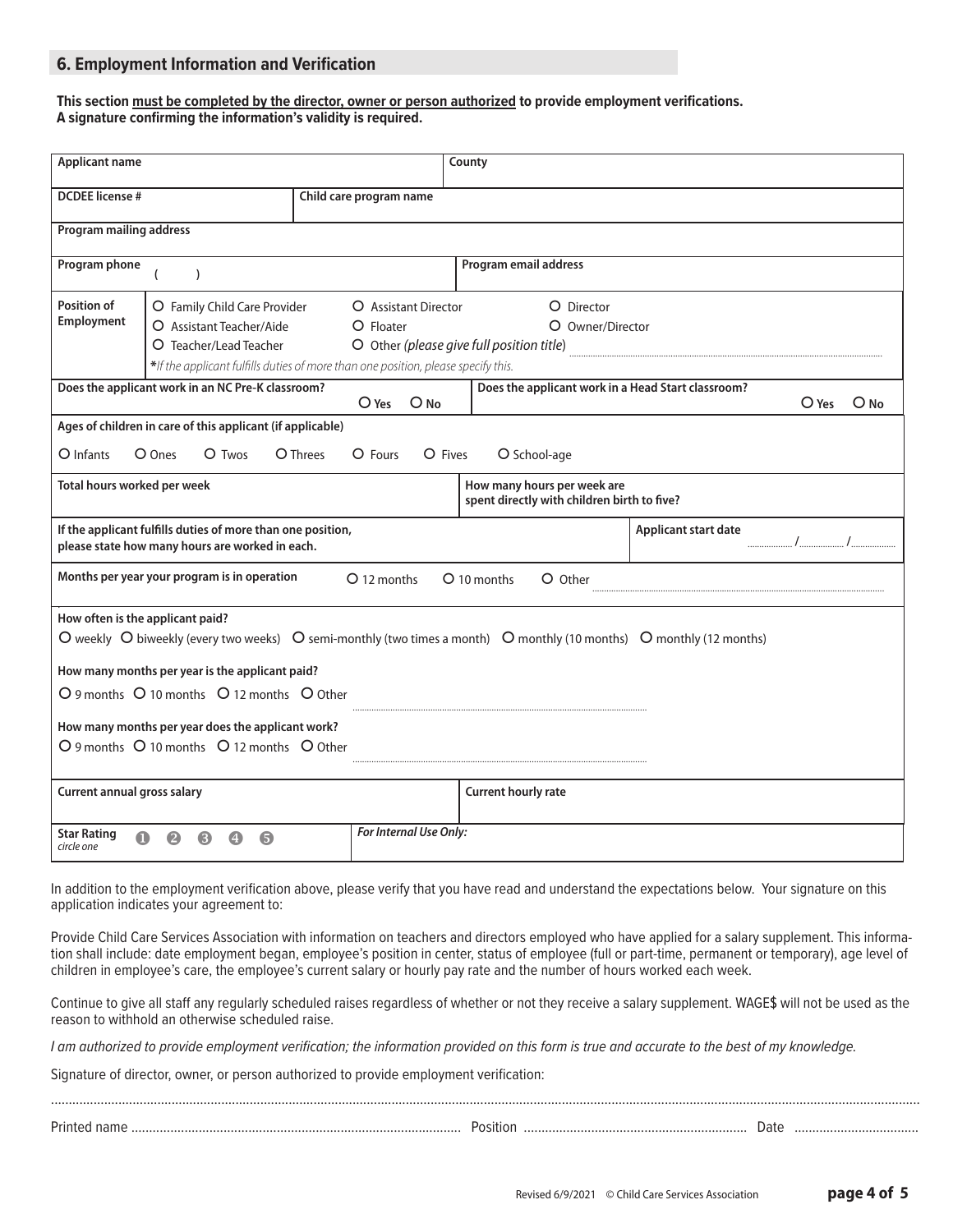## 6. Employment Information and Verification

**This section must be completed by the director, owner or person authorized to provide employment verifications. A signature confirming the information's validity is required.**

| **Applicant name** | **County** |
|---|---|
| | |

| **DCDEE license #** | **Child care program name** |
|---|---|
| | |

**Program mailing address**

| **Program phone** ( ) | **Program email address** |
|---|---|
| | |

**Position of Employment**

- O Family Child Care Provider
- O Assistant Teacher/Aide
- O Teacher/Lead Teacher
- O Assistant Director
- O Floater
- O Other *(please give full position title)* ..........
- O Director
- O Owner/Director

**\****If the applicant fulfills duties of more than one position, please specify this.*

| **Does the applicant work in an NC Pre-K classroom?** O Yes O No | **Does the applicant work in a Head Start classroom?** O Yes O No |
|---|---|

**Ages of children in care of this applicant (if applicable)**

O Infants O Ones O Twos O Threes O Fours O Fives O School-age

| **Total hours worked per week** | **How many hours per week are spent directly with children birth to five?** |
|---|---|
| | |

| **If the applicant fulfills duties of more than one position, please state how many hours are worked in each.** | **Applicant start date** ...... / ...... / ...... |
|---|---|
| | |

**Months per year your program is in operation** O 12 months O 10 months O Other ..........

**How often is the applicant paid?**

O weekly O biweekly (every two weeks) O semi-monthly (two times a month) O monthly (10 months) O monthly (12 months)

**How many months per year is the applicant paid?**

O 9 months O 10 months O 12 months O Other ..........

**How many months per year does the applicant work?**

O 9 months O 10 months O 12 months O Other ..........

| **Current annual gross salary** | **Current hourly rate** |
|---|---|
| | |

| **Star Rating** *circle one* ❶ ❷ ❸ ❹ ❺ | ***For Internal Use Only:*** |
|---|---|

In addition to the employment verification above, please verify that you have read and understand the expectations below. Your signature on this application indicates your agreement to:

Provide Child Care Services Association with information on teachers and directors employed who have applied for a salary supplement. This information shall include: date employment began, employee's position in center, status of employee (full or part-time, permanent or temporary), age level of children in employee's care, the employee's current salary or hourly pay rate and the number of hours worked each week.

Continue to give all staff any regularly scheduled raises regardless of whether or not they receive a salary supplement. WAGE$ will not be used as the reason to withhold an otherwise scheduled raise.

*I am authorized to provide employment verification; the information provided on this form is true and accurate to the best of my knowledge.*

Signature of director, owner, or person authorized to provide employment verification:

..........

Printed name .......... Position .......... Date ..........

Revised 6/9/2021 © Child Care Services Association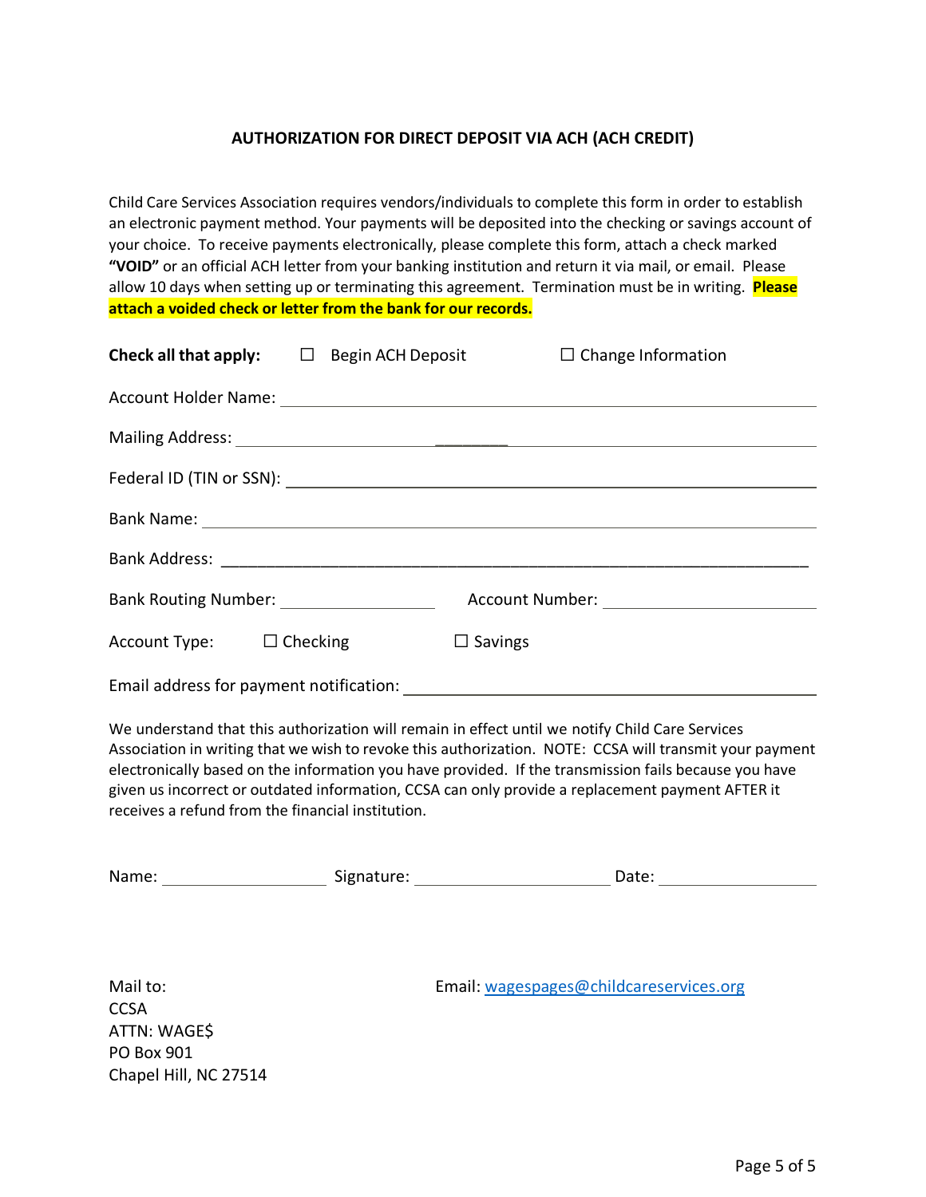### AUTHORIZATION FOR DIRECT DEPOSIT VIA ACH (ACH CREDIT)

Child Care Services Association requires vendors/individuals to complete this form in order to establish an electronic payment method. Your payments will be deposited into the checking or savings account of your choice. To receive payments electronically, please complete this form, attach a check marked **"VOID"** or an official ACH letter from your banking institution and return it via mail, or email. Please allow 10 days when setting up or terminating this agreement. Termination must be in writing. **Please attach a voided check or letter from the bank for our records.**

**Check all that apply:** ☐ Begin ACH Deposit ☐ Change Information

Account Holder Name: ______________________________________________

Mailing Address: ______________________________________________

Federal ID (TIN or SSN): ______________________________________________

Bank Name: ______________________________________________

Bank Address: ______________________________________________

Bank Routing Number: ____________________ Account Number: ____________________

Account Type: ☐ Checking ☐ Savings

Email address for payment notification: ______________________________________________

We understand that this authorization will remain in effect until we notify Child Care Services Association in writing that we wish to revoke this authorization. NOTE: CCSA will transmit your payment electronically based on the information you have provided. If the transmission fails because you have given us incorrect or outdated information, CCSA can only provide a replacement payment AFTER it receives a refund from the financial institution.

Name: ____________________ Signature: ____________________ Date: ____________________

Mail to:
CCSA
ATTN: WAGE$
PO Box 901
Chapel Hill, NC 27514

Email: wagespages@childcareservices.org